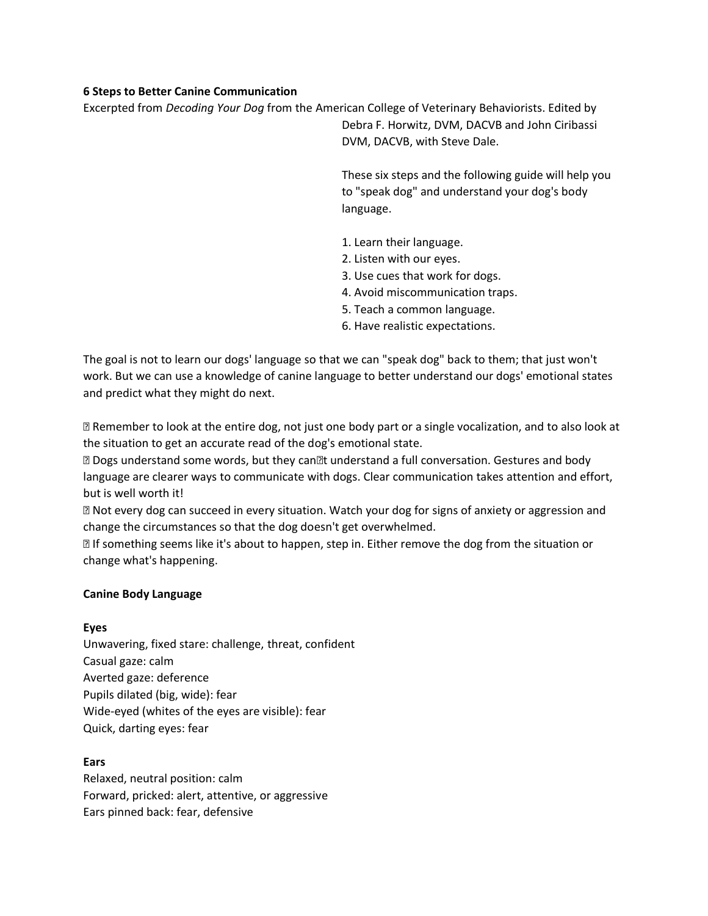**6 Steps to Better Canine Communication**

Excerpted from *Decoding Your Dog* from the American College of Veterinary Behaviorists. Edited by Debra F. Horwitz, DVM, DACVB and John Ciribassi DVM, DACVB, with Steve Dale.

These six steps and the following guide will help you to "speak dog" and understand your dog's body language.

1. Learn their language.
2. Listen with our eyes.
3. Use cues that work for dogs.
4. Avoid miscommunication traps.
5. Teach a common language.
6. Have realistic expectations.

The goal is not to learn our dogs' language so that we can "speak dog" back to them; that just won't work. But we can use a knowledge of canine language to better understand our dogs' emotional states and predict what they might do next.

- Remember to look at the entire dog, not just one body part or a single vocalization, and to also look at the situation to get an accurate read of the dog's emotional state.
- Dogs understand some words, but they can't understand a full conversation. Gestures and body language are clearer ways to communicate with dogs. Clear communication takes attention and effort, but is well worth it!
- Not every dog can succeed in every situation. Watch your dog for signs of anxiety or aggression and change the circumstances so that the dog doesn't get overwhelmed.
- If something seems like it's about to happen, step in. Either remove the dog from the situation or change what's happening.

**Canine Body Language**

**Eyes**

Unwavering, fixed stare: challenge, threat, confident
Casual gaze: calm
Averted gaze: deference
Pupils dilated (big, wide): fear
Wide-eyed (whites of the eyes are visible): fear
Quick, darting eyes: fear

**Ears**

Relaxed, neutral position: calm
Forward, pricked: alert, attentive, or aggressive
Ears pinned back: fear, defensive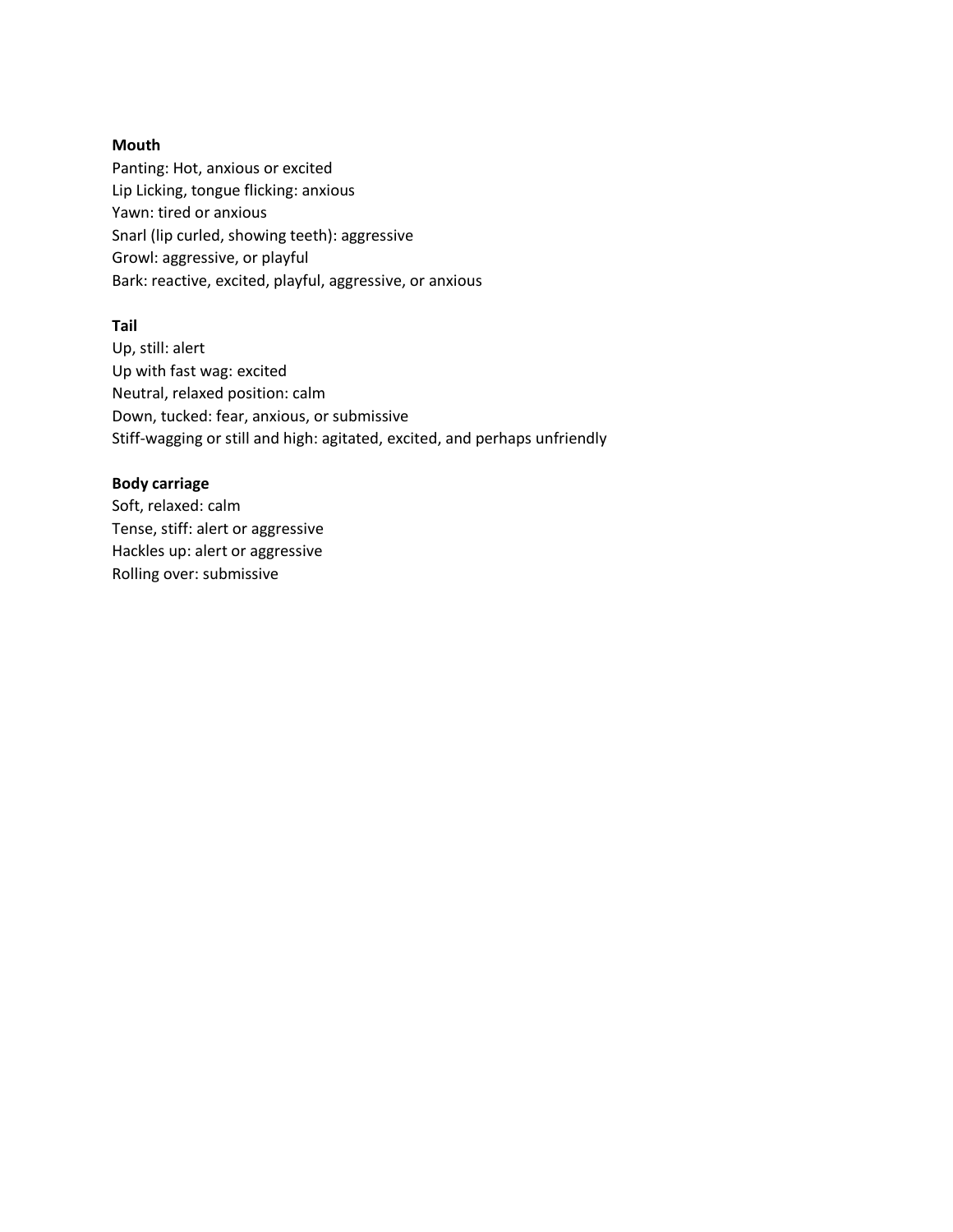**Mouth**

Panting: Hot, anxious or excited
Lip Licking, tongue flicking: anxious
Yawn: tired or anxious
Snarl (lip curled, showing teeth): aggressive
Growl: aggressive, or playful
Bark: reactive, excited, playful, aggressive, or anxious

**Tail**

Up, still: alert
Up with fast wag: excited
Neutral, relaxed position: calm
Down, tucked: fear, anxious, or submissive
Stiff-wagging or still and high: agitated, excited, and perhaps unfriendly

**Body carriage**

Soft, relaxed: calm
Tense, stiff: alert or aggressive
Hackles up: alert or aggressive
Rolling over: submissive